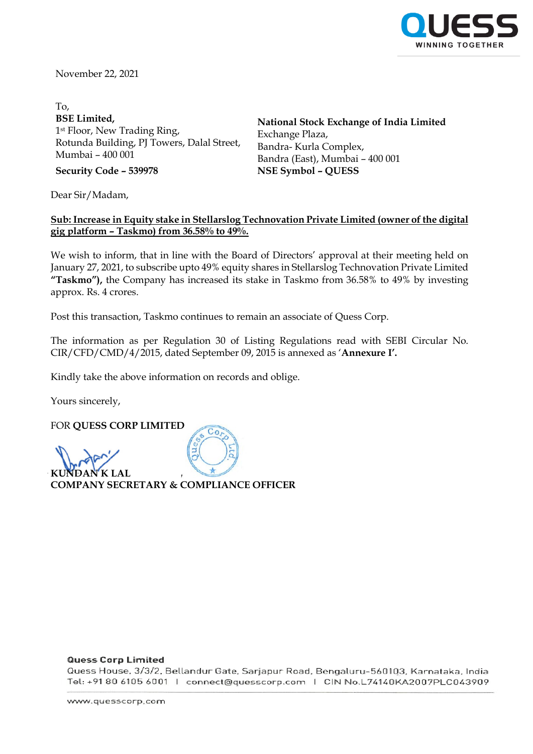November 22, 2021

To,
**BSE Limited,**
1st Floor, New Trading Ring,
Rotunda Building, PJ Towers, Dalal Street,
Mumbai – 400 001

**Security Code – 539978**

**National Stock Exchange of India Limited**
Exchange Plaza,
Bandra- Kurla Complex,
Bandra (East), Mumbai – 400 001
**NSE Symbol – QUESS**

Dear Sir/Madam,

**Sub: Increase in Equity stake in Stellarslog Technovation Private Limited (owner of the digital gig platform – Taskmo) from 36.58% to 49%.**

We wish to inform, that in line with the Board of Directors' approval at their meeting held on January 27, 2021, to subscribe upto 49% equity shares in Stellarslog Technovation Private Limited **"Taskmo"),** the Company has increased its stake in Taskmo from 36.58% to 49% by investing approx. Rs. 4 crores.

Post this transaction, Taskmo continues to remain an associate of Quess Corp.

The information as per Regulation 30 of Listing Regulations read with SEBI Circular No. CIR/CFD/CMD/4/2015, dated September 09, 2015 is annexed as '**Annexure I'.**

Kindly take the above information on records and oblige.

Yours sincerely,

FOR **QUESS CORP LIMITED**

**KUNDAN K LAL**
**COMPANY SECRETARY & COMPLIANCE OFFICER**

**Quess Corp Limited**
Quess House, 3/3/2, Bellandur Gate, Sarjapur Road, Bengaluru-560103, Karnataka, India
Tel: +91 80 6105 6001 | connect@quesscorp.com | CIN No.L74140KA2007PLC043909

www.quesscorp.com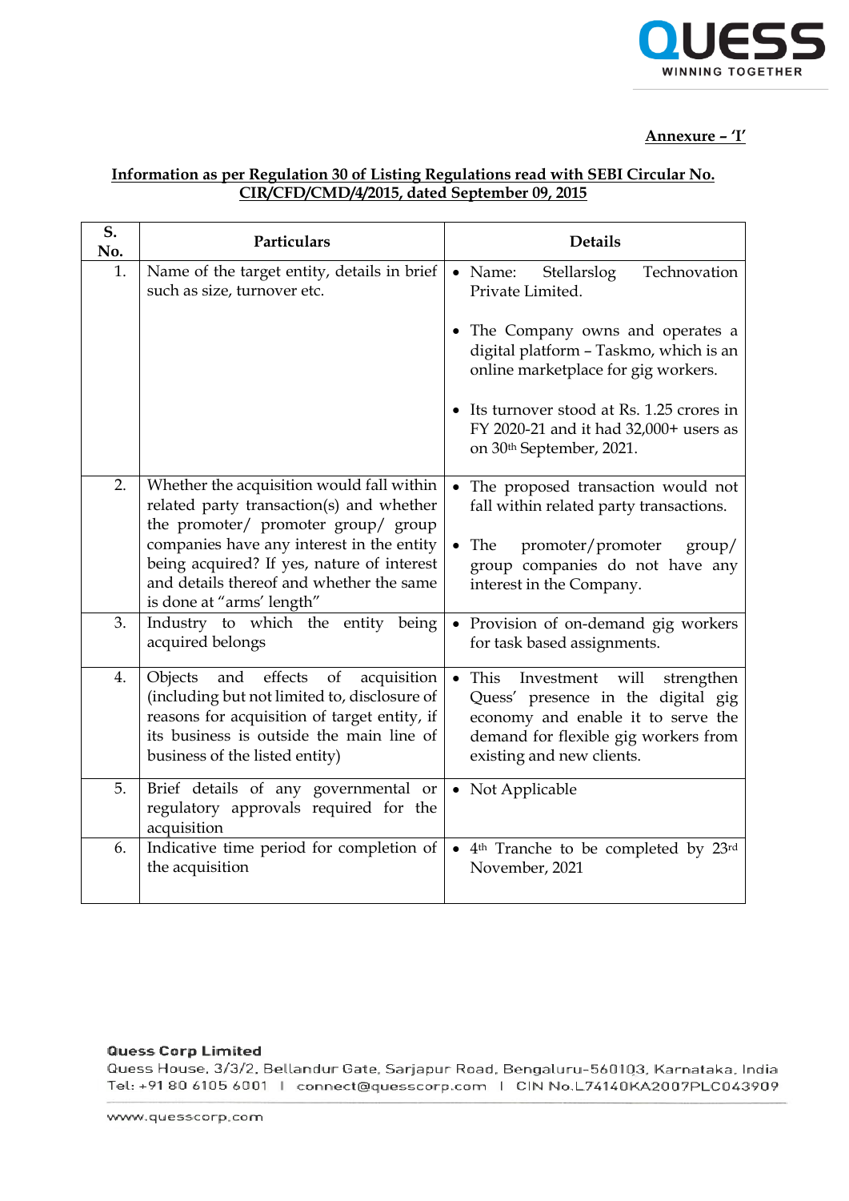**Annexure – 'I'**

**Information as per Regulation 30 of Listing Regulations read with SEBI Circular No. CIR/CFD/CMD/4/2015, dated September 09, 2015**

| S. No. | Particulars | Details |
|---|---|---|
| 1. | Name of the target entity, details in brief such as size, turnover etc. | • Name: Stellarslog Technovation Private Limited.<br><br>• The Company owns and operates a digital platform – Taskmo, which is an online marketplace for gig workers.<br><br>• Its turnover stood at Rs. 1.25 crores in FY 2020-21 and it had 32,000+ users as on 30th September, 2021. |
| 2. | Whether the acquisition would fall within related party transaction(s) and whether the promoter/ promoter group/ group companies have any interest in the entity being acquired? If yes, nature of interest and details thereof and whether the same is done at "arms' length" | • The proposed transaction would not fall within related party transactions.<br><br>• The promoter/promoter group/ group companies do not have any interest in the Company. |
| 3. | Industry to which the entity being acquired belongs | • Provision of on-demand gig workers for task based assignments. |
| 4. | Objects and effects of acquisition (including but not limited to, disclosure of reasons for acquisition of target entity, if its business is outside the main line of business of the listed entity) | • This Investment will strengthen Quess' presence in the digital gig economy and enable it to serve the demand for flexible gig workers from existing and new clients. |
| 5. | Brief details of any governmental or regulatory approvals required for the acquisition | • Not Applicable |
| 6. | Indicative time period for completion of the acquisition | • 4th Tranche to be completed by 23rd November, 2021 |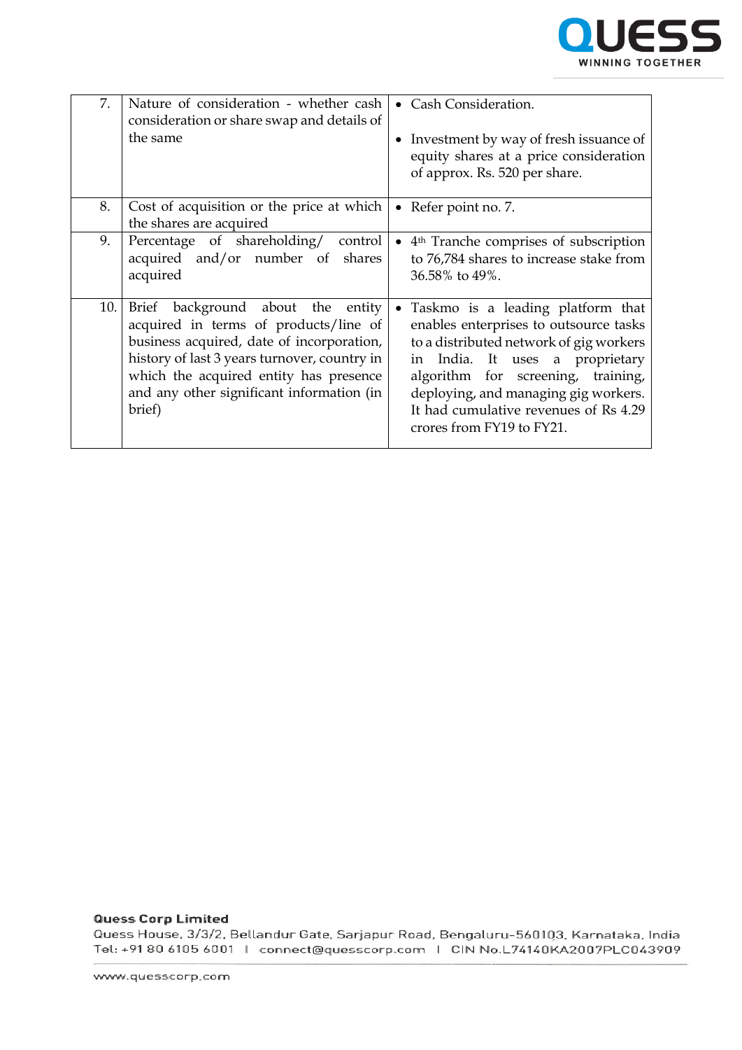| | | |
|---|---|---|
| 7. | Nature of consideration - whether cash consideration or share swap and details of the same | • Cash Consideration.<br><br>• Investment by way of fresh issuance of equity shares at a price consideration of approx. Rs. 520 per share. |
| 8. | Cost of acquisition or the price at which the shares are acquired | • Refer point no. 7. |
| 9. | Percentage of shareholding/ control acquired and/or number of shares acquired | • 4th Tranche comprises of subscription to 76,784 shares to increase stake from 36.58% to 49%. |
| 10. | Brief background about the entity acquired in terms of products/line of business acquired, date of incorporation, history of last 3 years turnover, country in which the acquired entity has presence and any other significant information (in brief) | • Taskmo is a leading platform that enables enterprises to outsource tasks to a distributed network of gig workers in India. It uses a proprietary algorithm for screening, training, deploying, and managing gig workers. It had cumulative revenues of Rs 4.29 crores from FY19 to FY21. |